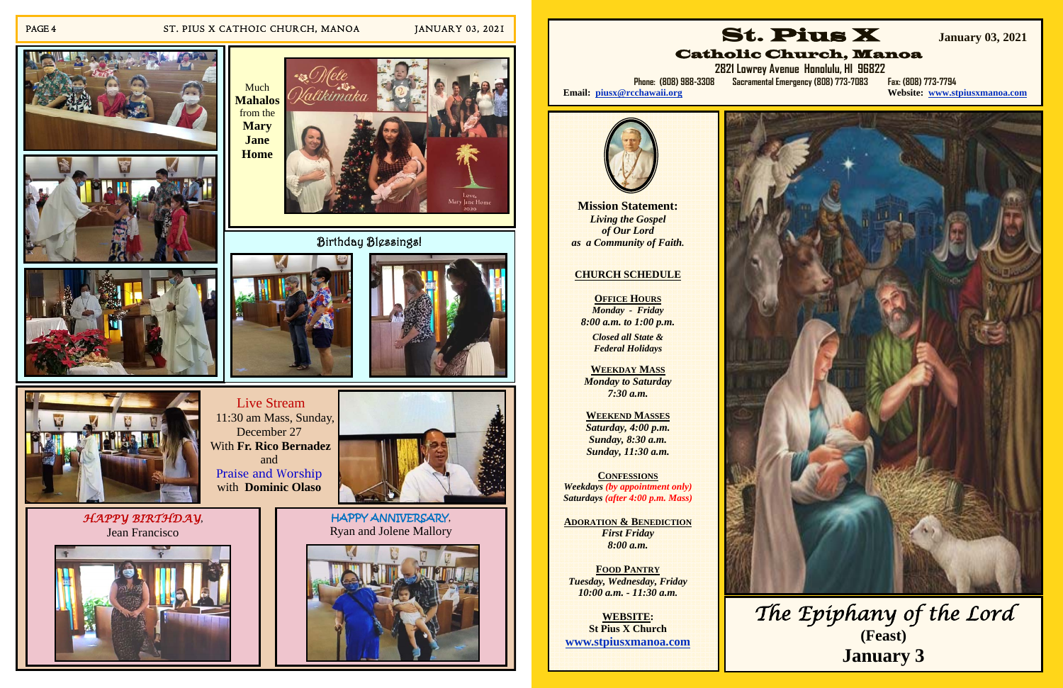Much **Mahalos** from the **Mary Jane Home**

Mele Kalikimaka

Love, Mary Jane Home 2020

## Birthday Blessings!

**Live Stream**
11:30 am Mass, Sunday, December 27
With **Fr. Rico Bernadez** and
Praise and Worship with **Dominic Olaso**

***HAPPY BIRTHDAY***, Jean Francisco

**HAPPY ANNIVERSARY**, Ryan and Jolene Mallory

# St. Pius X

**January 03, 2021**

## Catholic Church, Manoa

2821 Lowrey Avenue Honolulu, HI 96822

Phone: (808) 988-3308 Sacramental Emergency (808) 773-7083 Fax: (808) 773-7794

**Email:** piusx@rcchawaii.org **Website:** www.stpiusxmanoa.com

**Mission Statement:**
***Living the Gospel of Our Lord as a Community of Faith.***

**CHURCH SCHEDULE**

**OFFICE HOURS**
*Monday - Friday*
*8:00 a.m. to 1:00 p.m.*
*Closed all State & Federal Holidays*

**WEEKDAY MASS**
*Monday to Saturday*
*7:30 a.m.*

**WEEKEND MASSES**
*Saturday, 4:00 p.m.*
*Sunday, 8:30 a.m.*
*Sunday, 11:30 a.m.*

**CONFESSIONS**
*Weekdays (by appointment only)*
*Saturdays (after 4:00 p.m. Mass)*

**ADORATION & BENEDICTION**
*First Friday*
*8:00 a.m.*

**FOOD PANTRY**
*Tuesday, Wednesday, Friday*
*10:00 a.m. - 11:30 a.m.*

**WEBSITE:**
**St Pius X Church**
**www.stpiusxmanoa.com**

*The Epiphany of the Lord*
**(Feast)**
**January 3**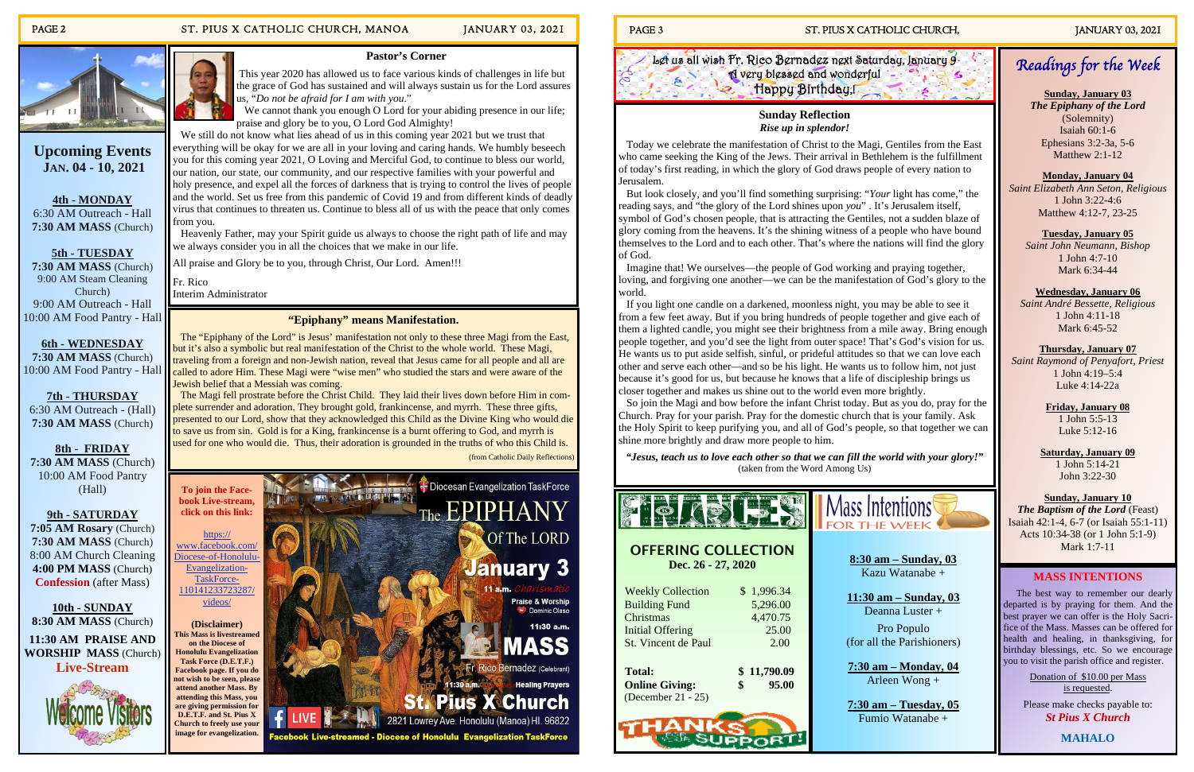## Upcoming Events
**JAN. 04 - 10, 2021**

**4th - MONDAY**
6:30 AM Outreach - Hall
**7:30 AM MASS** (Church)

**5th - TUESDAY**
**7:30 AM MASS** (Church)
9:00 AM Steam Cleaning Church)
9:00 AM Outreach - Hall
10:00 AM Food Pantry - Hall

**6th - WEDNESDAY**
**7:30 AM MASS** (Church)
10:00 AM Food Pantry - Hall

**7th - THURSDAY**
6:30 AM Outreach - (Hall)
**7:30 AM MASS** (Church)

**8th - FRIDAY**
**7:30 AM MASS** (Church)
10:00 AM Food Pantry (Hall)

**9th - SATURDAY**
**7:05 AM Rosary** (Church)
**7:30 AM MASS** (Church)
8:00 AM Church Cleaning
**4:00 PM MASS** (Church)
**Confession** (after Mass)

**10th - SUNDAY**
**8:30 AM MASS** (Church)
**11:30 AM PRAISE AND WORSHIP MASS** (Church)
**Live-Stream**

Welcome Visitors

## Pastor's Corner

This year 2020 has allowed us to face various kinds of challenges in life but the grace of God has sustained and will always sustain us for the Lord assures us, "*Do not be afraid for I am with you.*"

We cannot thank you enough O Lord for your abiding presence in our life; praise and glory be to you, O Lord God Almighty!

We still do not know what lies ahead of us in this coming year 2021 but we trust that everything will be okay for we are all in your loving and caring hands. We humbly beseech you for this coming year 2021, O Loving and Merciful God, to continue to bless our world, our nation, our state, our community, and our respective families with your powerful and holy presence, and expel all the forces of darkness that is trying to control the lives of people and the world. Set us free from this pandemic of Covid 19 and from different kinds of deadly virus that continues to threaten us. Continue to bless all of us with the peace that only comes from you.

Heavenly Father, may your Spirit guide us always to choose the right path of life and may we always consider you in all the choices that we make in our life.

All praise and Glory be to you, through Christ, Our Lord. Amen!!!

Fr. Rico
Interim Administrator

## "Epiphany" means Manifestation.

The "Epiphany of the Lord" is Jesus' manifestation not only to these three Magi from the East, but it's also a symbolic but real manifestation of the Christ to the whole world. These Magi, traveling from a foreign and non-Jewish nation, reveal that Jesus came for all people and all are called to adore Him. These Magi were "wise men" who studied the stars and were aware of the Jewish belief that a Messiah was coming.

The Magi fell prostrate before the Christ Child. They laid their lives down before Him in complete surrender and adoration. They brought gold, frankincense, and myrrh. These three gifts, presented to our Lord, show that they acknowledged this Child as the Divine King who would die to save us from sin. Gold is for a King, frankincense is a burnt offering to God, and myrrh is used for one who would die. Thus, their adoration is grounded in the truths of who this Child is.

(from Catholic Daily Reflections)

**To join the Facebook Live-stream, click on this link:**

https://www.facebook.com/Diocese-of-Honolulu-Evangelization-TaskForce-110141233723287/videos/

**(Disclaimer)**
**This Mass is livestreamed on the Diocese of Honolulu Evangelization Task Force (D.E.T.F.) Facebook page. If you do not wish to be seen, please attend another Mass. By attending this Mass, you are giving permission for D.E.T.F. and St. Pius X Church to freely use your image for evangelization.**

Diocesan Evangelization TaskForce
The EPIPHANY Of The LORD
**January 3**
11 a.m. Charismatic
Praise & Worship
Dominic Olaso
11:30 a.m.
**MASS**
Fr. Rico Bernadez (Celebrant)
11:30 a.m. Healing Prayers
**St. Pius X Church**
2821 Lowrey Ave. Honolulu (Manoa) HI. 96822
LIVE
Facebook Live-streamed - Diocese of Honolulu Evangelization TaskForce

Let us all wish Fr. Rico Bernadez next Saturday, January 9
A very blessed and wonderful
Happy Birthday!

## Sunday Reflection
*Rise up in splendor!*

Today we celebrate the manifestation of Christ to the Magi, Gentiles from the East who came seeking the King of the Jews. Their arrival in Bethlehem is the fulfillment of today's first reading, in which the glory of God draws people of every nation to Jerusalem.

But look closely, and you'll find something surprising: "*Your* light has come," the reading says, and "the glory of the Lord shines upon *you*". It's Jerusalem itself, symbol of God's chosen people, that is attracting the Gentiles, not a sudden blaze of glory coming from the heavens. It's the shining witness of a people who have bound themselves to the Lord and to each other. That's where the nations will find the glory of God.

Imagine that! We ourselves—the people of God working and praying together, loving, and forgiving one another—we can be the manifestation of God's glory to the world.

If you light one candle on a darkened, moonless night, you may be able to see it from a few feet away. But if you bring hundreds of people together and give each of them a lighted candle, you might see their brightness from a mile away. Bring enough people together, and you'd see the light from outer space! That's God's vision for us. He wants us to put aside selfish, sinful, or prideful attitudes so that we can love each other and serve each other—and so be his light. He wants us to follow him, not just because it's good for us, but because he knows that a life of discipleship brings us closer together and makes us shine out to the world even more brightly.

So join the Magi and bow before the infant Christ today. But as you do, pray for the Church. Pray for your parish. Pray for the domestic church that is your family. Ask the Holy Spirit to keep purifying you, and all of God's people, so that together we can shine more brightly and draw more people to him.

***"Jesus, teach us to love each other so that we can fill the world with your glory!"***
(taken from the Word Among Us)

FINANCES

## OFFERING COLLECTION
**Dec. 26 - 27, 2020**

| | |
|---|---|
| Weekly Collection | $ 1,996.34 |
| Building Fund | 5,296.00 |
| Christmas | 4,470.75 |
| Initial Offering | 25.00 |
| St. Vincent de Paul | 2.00 |
| **Total:** | **$ 11,790.09** |
| **Online Giving:** (December 21 - 25) | **$ 95.00** |

THANKS for SUPPORT!

## Mass Intentions FOR THE WEEK

**8:30 am – Sunday, 03**
Kazu Watanabe +

**11:30 am – Sunday, 03**
Deanna Luster +

Pro Populo
(for all the Parishioners)

**7:30 am – Monday, 04**
Arleen Wong +

**7:30 am – Tuesday, 05**
Fumio Watanabe +

## Readings for the Week

**Sunday, January 03**
***The Epiphany of the Lord***
(Solemnity)
Isaiah 60:1-6
Ephesians 3:2-3a, 5-6
Matthew 2:1-12

**Monday, January 04**
*Saint Elizabeth Ann Seton, Religious*
1 John 3:22-4:6
Matthew 4:12-7, 23-25

**Tuesday, January 05**
*Saint John Neumann, Bishop*
1 John 4:7-10
Mark 6:34-44

**Wednesday, January 06**
*Saint André Bessette, Religious*
1 John 4:11-18
Mark 6:45-52

**Thursday, January 07**
*Saint Raymond of Penyafort, Priest*
1 John 4:19–5:4
Luke 4:14-22a

**Friday, January 08**
1 John 5:5-13
Luke 5:12-16

**Saturday, January 09**
1 John 5:14-21
John 3:22-30

**Sunday, January 10**
***The Baptism of the Lord*** (Feast)
Isaiah 42:1-4, 6-7 (or Isaiah 55:1-11)
Acts 10:34-38 (or 1 John 5:1-9)
Mark 1:7-11

## MASS INTENTIONS

The best way to remember our dearly departed is by praying for them. And the best prayer we can offer is the Holy Sacrifice of the Mass. Masses can be offered for health and healing, in thanksgiving, for birthday blessings, etc. So we encourage you to visit the parish office and register.

Donation of $10.00 per Mass is requested.

Please make checks payable to:
***St Pius X Church***

**MAHALO**